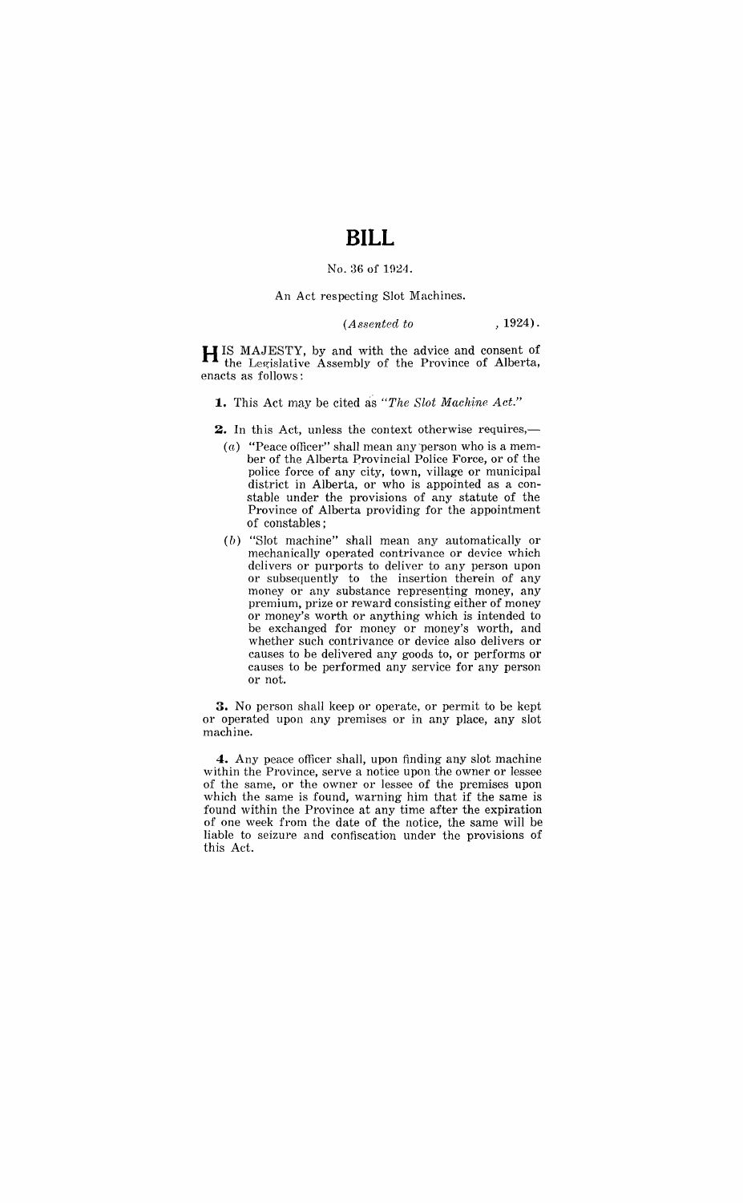# BILL

No. 36 of 1924.

An Act respecting Slot Machines.

*(Assented to , 1924).*

HIS MAJESTY, by and with the advice and consent of the Legislative Assembly of the Province of Alberta, enacts as follows:

**1.** This Act may be cited as *"The Slot Machine Act."*

**2.** In this Act, unless the context otherwise requires,—

(*a*) "Peace officer" shall mean any person who is a member of the Alberta Provincial Police Force, or of the police force of any city, town, village or municipal district in Alberta, or who is appointed as a constable under the provisions of any statute of the Province of Alberta providing for the appointment of constables;

(*b*) "Slot machine" shall mean any automatically or mechanically operated contrivance or device which delivers or purports to deliver to any person upon or subsequently to the insertion therein of any money or any substance representing money, any premium, prize or reward consisting either of money or money's worth or anything which is intended to be exchanged for money or money's worth, and whether such contrivance or device also delivers or causes to be delivered any goods to, or performs or causes to be performed any service for any person or not.

**3.** No person shall keep or operate, or permit to be kept or operated upon any premises or in any place, any slot machine.

**4.** Any peace officer shall, upon finding any slot machine within the Province, serve a notice upon the owner or lessee of the same, or the owner or lessee of the premises upon which the same is found, warning him that if the same is found within the Province at any time after the expiration of one week from the date of the notice, the same will be liable to seizure and confiscation under the provisions of this Act.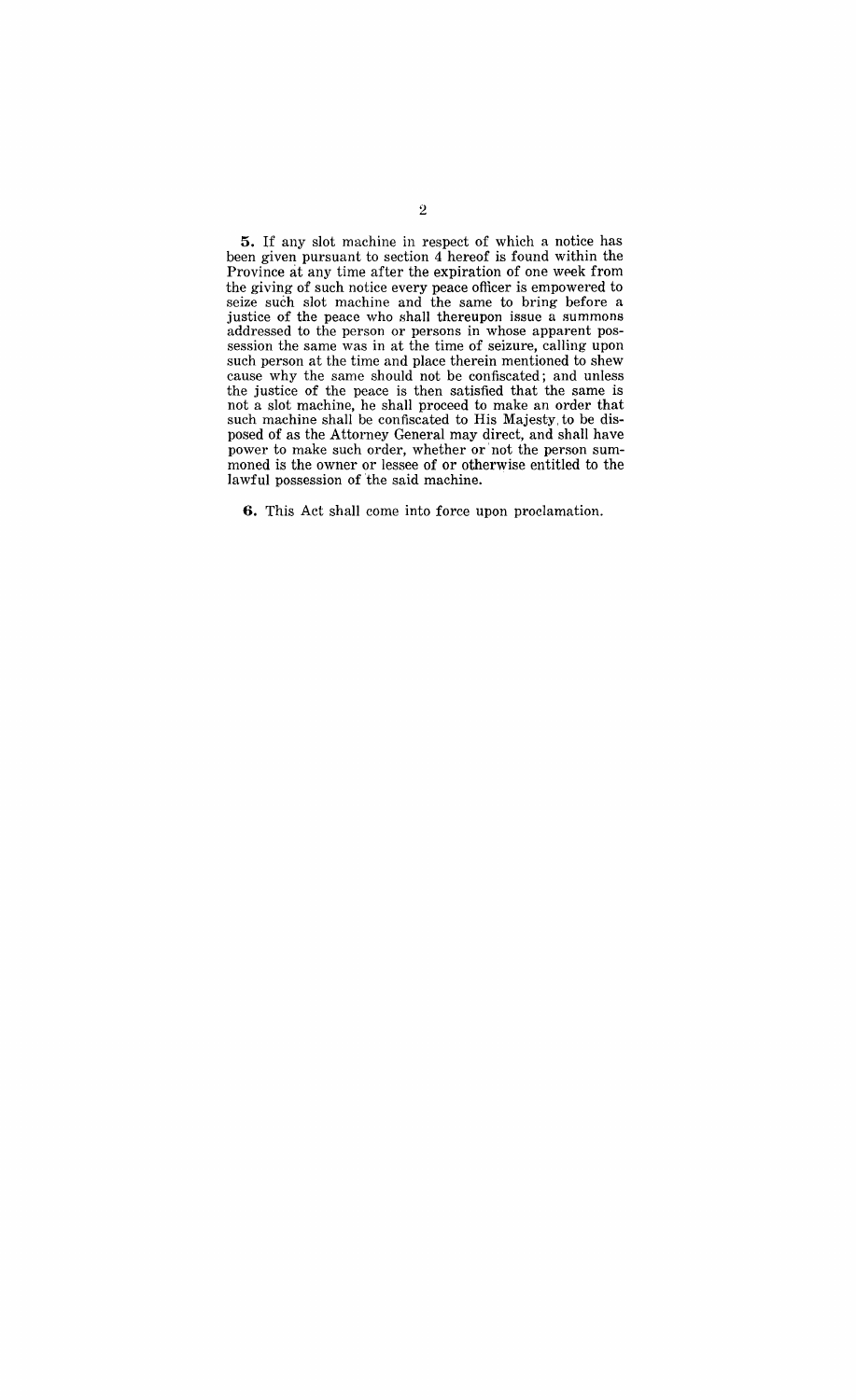**5.** If any slot machine in respect of which a notice has been given pursuant to section 4 hereof is found within the Province at any time after the expiration of one week from the giving of such notice every peace officer is empowered to seize such slot machine and the same to bring before a justice of the peace who shall thereupon issue a summons addressed to the person or persons in whose apparent possession the same was in at the time of seizure, calling upon such person at the time and place therein mentioned to shew cause why the same should not be confiscated; and unless the justice of the peace is then satisfied that the same is not a slot machine, he shall proceed to make an order that such machine shall be confiscated to His Majesty to be disposed of as the Attorney General may direct, and shall have power to make such order, whether or not the person summoned is the owner or lessee of or otherwise entitled to the lawful possession of the said machine.

**6.** This Act shall come into force upon proclamation.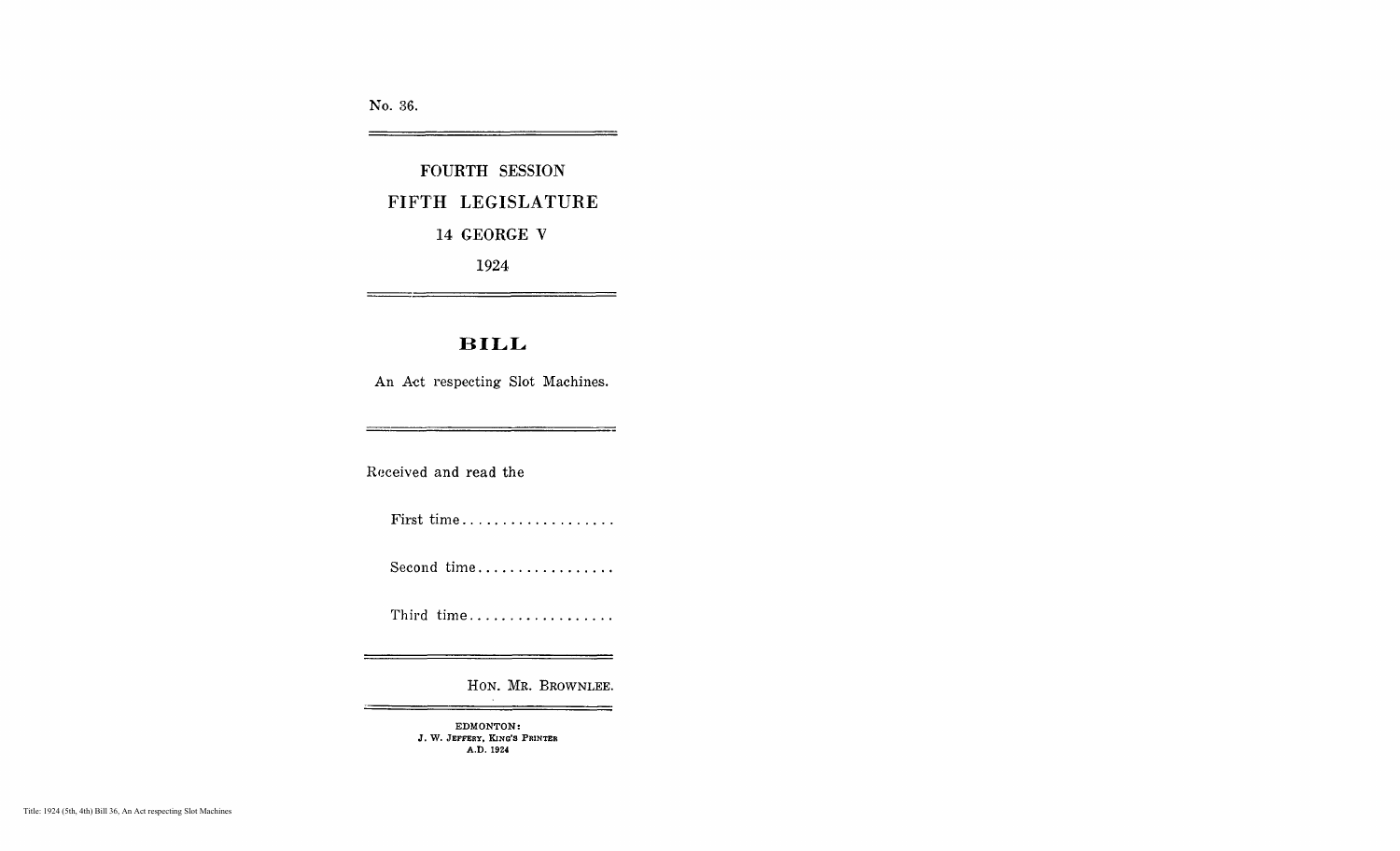No. 36.

FOURTH SESSION

FIFTH LEGISLATURE

14 GEORGE V

1924

# BILL

An Act respecting Slot Machines.

Received and read the

First time..................

Second time.................

Third time..................

HON. MR. BROWNLEE.

EDMONTON:
J. W. JEFFERY, KING'S PRINTER
A.D. 1924